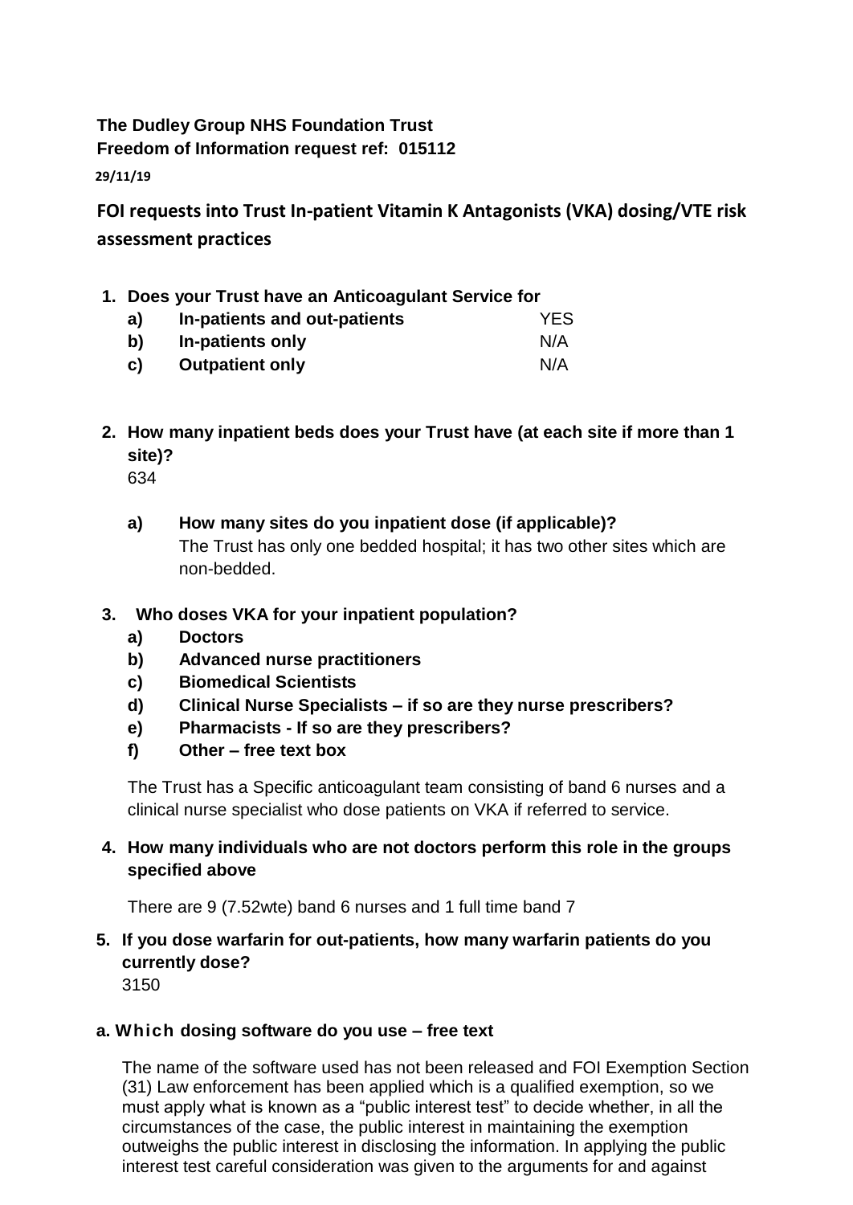**The Dudley Group NHS Foundation Trust**
**Freedom of Information request ref: 015112**

**29/11/19**

## FOI requests into Trust In-patient Vitamin K Antagonists (VKA) dosing/VTE risk assessment practices

1. **Does your Trust have an Anticoagulant Service for**
   - **a) In-patients and out-patients** YES
   - **b) In-patients only** N/A
   - **c) Outpatient only** N/A

2. **How many inpatient beds does your Trust have (at each site if more than 1 site)?**
   634

   - **a) How many sites do you inpatient dose (if applicable)?**
     The Trust has only one bedded hospital; it has two other sites which are non-bedded.

3. **Who doses VKA for your inpatient population?**
   - **a) Doctors**
   - **b) Advanced nurse practitioners**
   - **c) Biomedical Scientists**
   - **d) Clinical Nurse Specialists – if so are they nurse prescribers?**
   - **e) Pharmacists - If so are they prescribers?**
   - **f) Other – free text box**

   The Trust has a Specific anticoagulant team consisting of band 6 nurses and a clinical nurse specialist who dose patients on VKA if referred to service.

4. **How many individuals who are not doctors perform this role in the groups specified above**

   There are 9 (7.52wte) band 6 nurses and 1 full time band 7

5. **If you dose warfarin for out-patients, how many warfarin patients do you currently dose?**
   3150

**a. Which dosing software do you use – free text**

The name of the software used has not been released and FOI Exemption Section (31) Law enforcement has been applied which is a qualified exemption, so we must apply what is known as a "public interest test" to decide whether, in all the circumstances of the case, the public interest in maintaining the exemption outweighs the public interest in disclosing the information. In applying the public interest test careful consideration was given to the arguments for and against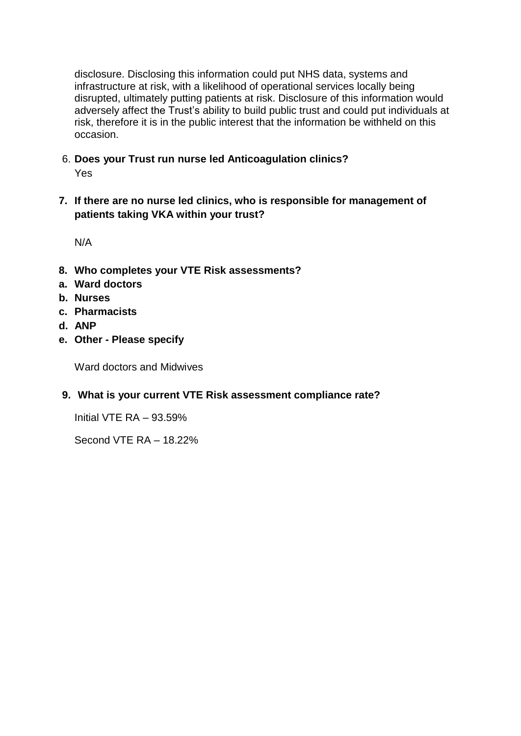disclosure. Disclosing this information could put NHS data, systems and infrastructure at risk, with a likelihood of operational services locally being disrupted, ultimately putting patients at risk. Disclosure of this information would adversely affect the Trust's ability to build public trust and could put individuals at risk, therefore it is in the public interest that the information be withheld on this occasion.

6. **Does your Trust run nurse led Anticoagulation clinics?**

   Yes

7. **If there are no nurse led clinics, who is responsible for management of patients taking VKA within your trust?**

   N/A

8. **Who completes your VTE Risk assessments?**

   **a. Ward doctors**
   **b. Nurses**
   **c. Pharmacists**
   **d. ANP**
   **e. Other - Please specify**

   Ward doctors and Midwives

9. **What is your current VTE Risk assessment compliance rate?**

   Initial VTE RA – 93.59%

   Second VTE RA – 18.22%